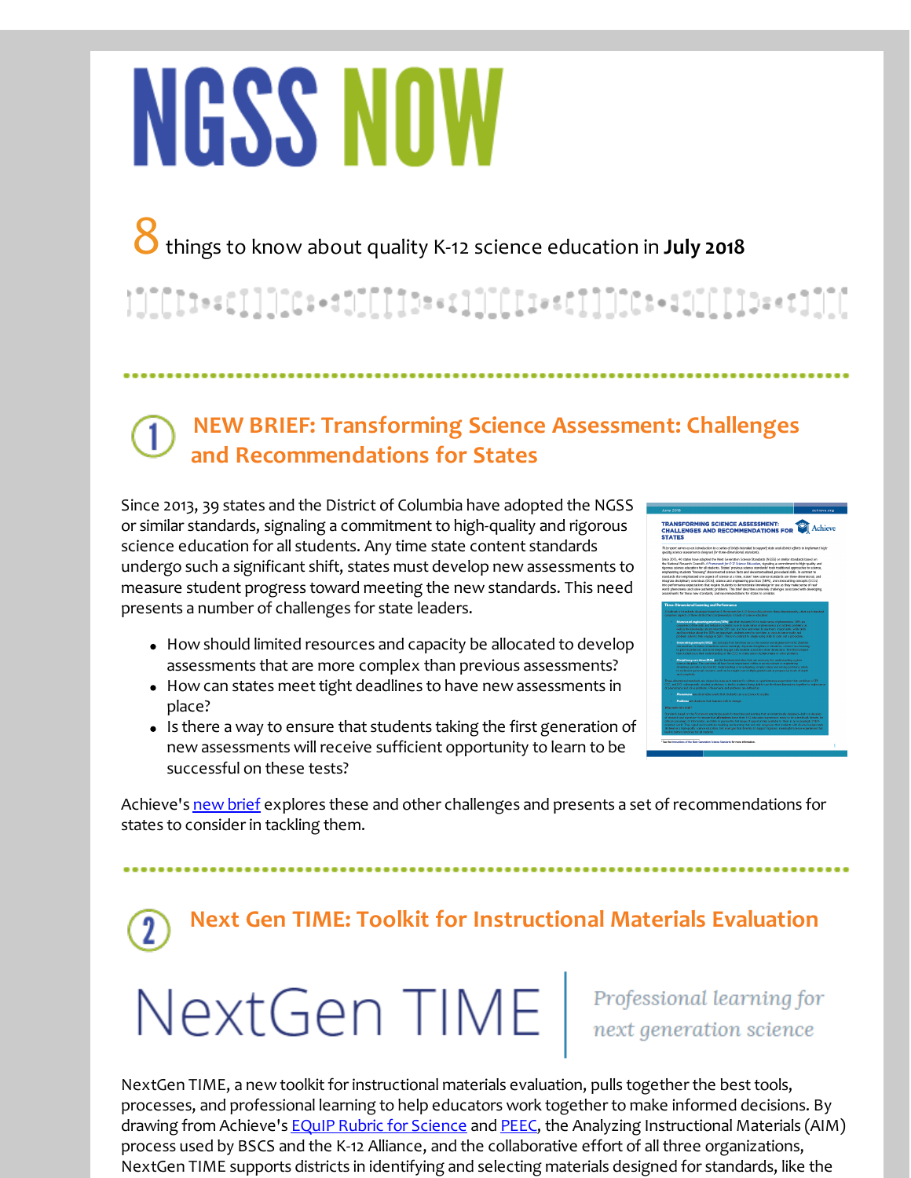# NGSS NOW

8 things to know about quality K-12 science education in **July 2018**

## 1 NEW BRIEF: Transforming Science Assessment: Challenges and Recommendations for States

Since 2013, 39 states and the District of Columbia have adopted the NGSS or similar standards, signaling a commitment to high-quality and rigorous science education for all students. Any time state content standards undergo such a significant shift, states must develop new assessments to measure student progress toward meeting the new standards. This need presents a number of challenges for state leaders.

- How should limited resources and capacity be allocated to develop assessments that are more complex than previous assessments?
- How can states meet tight deadlines to have new assessments in place?
- Is there a way to ensure that students taking the first generation of new assessments will receive sufficient opportunity to learn to be successful on these tests?

Achieve's new brief explores these and other challenges and presents a set of recommendations for states to consider in tackling them.

## 2 Next Gen TIME: Toolkit for Instructional Materials Evaluation

NextGen TIME | *Professional learning for next generation science*

NextGen TIME, a new toolkit for instructional materials evaluation, pulls together the best tools, processes, and professional learning to help educators work together to make informed decisions. By drawing from Achieve's EQuIP Rubric for Science and PEEC, the Analyzing Instructional Materials (AIM) process used by BSCS and the K-12 Alliance, and the collaborative effort of all three organizations, NextGen TIME supports districts in identifying and selecting materials designed for standards, like the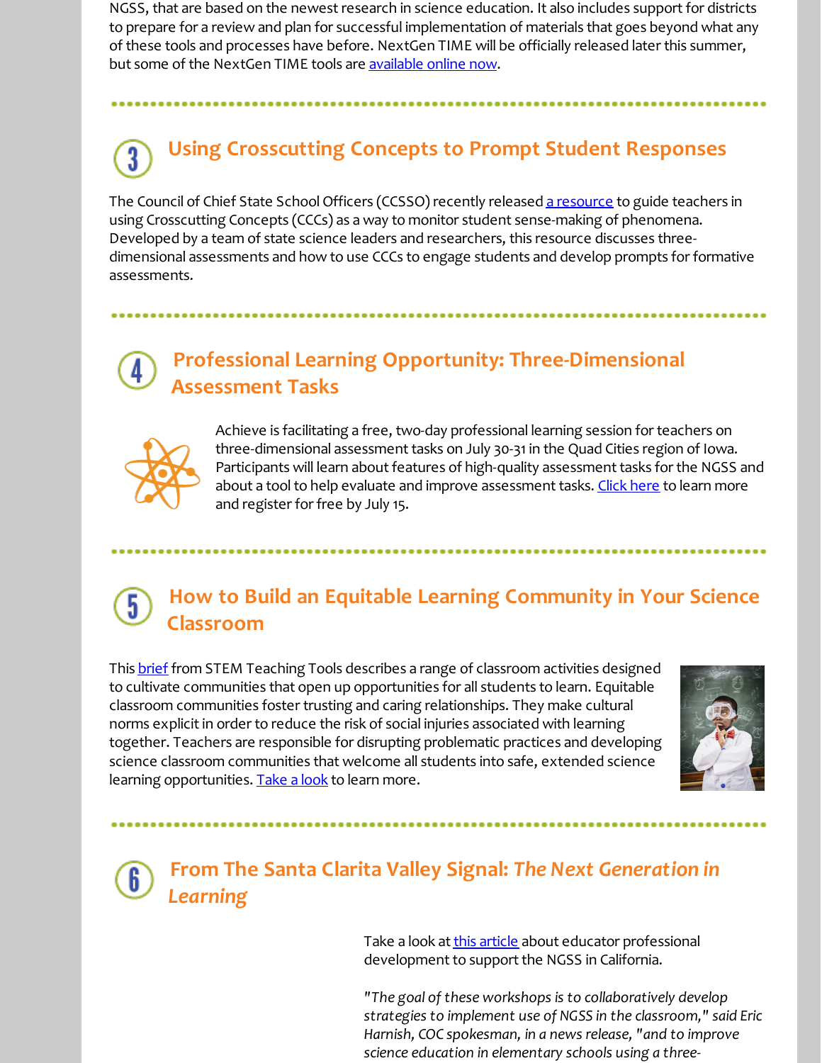NGSS, that are based on the newest research in science education. It also includes support for districts to prepare for a review and plan for successful implementation of materials that goes beyond what any of these tools and processes have before. NextGen TIME will be officially released later this summer, but some of the NextGen TIME tools are available online now.

## 3 Using Crosscutting Concepts to Prompt Student Responses

The Council of Chief State School Officers (CCSSO) recently released a resource to guide teachers in using Crosscutting Concepts (CCCs) as a way to monitor student sense-making of phenomena. Developed by a team of state science leaders and researchers, this resource discusses three-dimensional assessments and how to use CCCs to engage students and develop prompts for formative assessments.

## 4 Professional Learning Opportunity: Three-Dimensional Assessment Tasks

Achieve is facilitating a free, two-day professional learning session for teachers on three-dimensional assessment tasks on July 30-31 in the Quad Cities region of Iowa. Participants will learn about features of high-quality assessment tasks for the NGSS and about a tool to help evaluate and improve assessment tasks. Click here to learn more and register for free by July 15.

## 5 How to Build an Equitable Learning Community in Your Science Classroom

This brief from STEM Teaching Tools describes a range of classroom activities designed to cultivate communities that open up opportunities for all students to learn. Equitable classroom communities foster trusting and caring relationships. They make cultural norms explicit in order to reduce the risk of social injuries associated with learning together. Teachers are responsible for disrupting problematic practices and developing science classroom communities that welcome all students into safe, extended science learning opportunities. Take a look to learn more.

## 6 From The Santa Clarita Valley Signal: *The Next Generation in Learning*

Take a look at this article about educator professional development to support the NGSS in California.

*"The goal of these workshops is to collaboratively develop strategies to implement use of NGSS in the classroom," said Eric Harnish, COC spokesman, in a news release, "and to improve science education in elementary schools using a three-*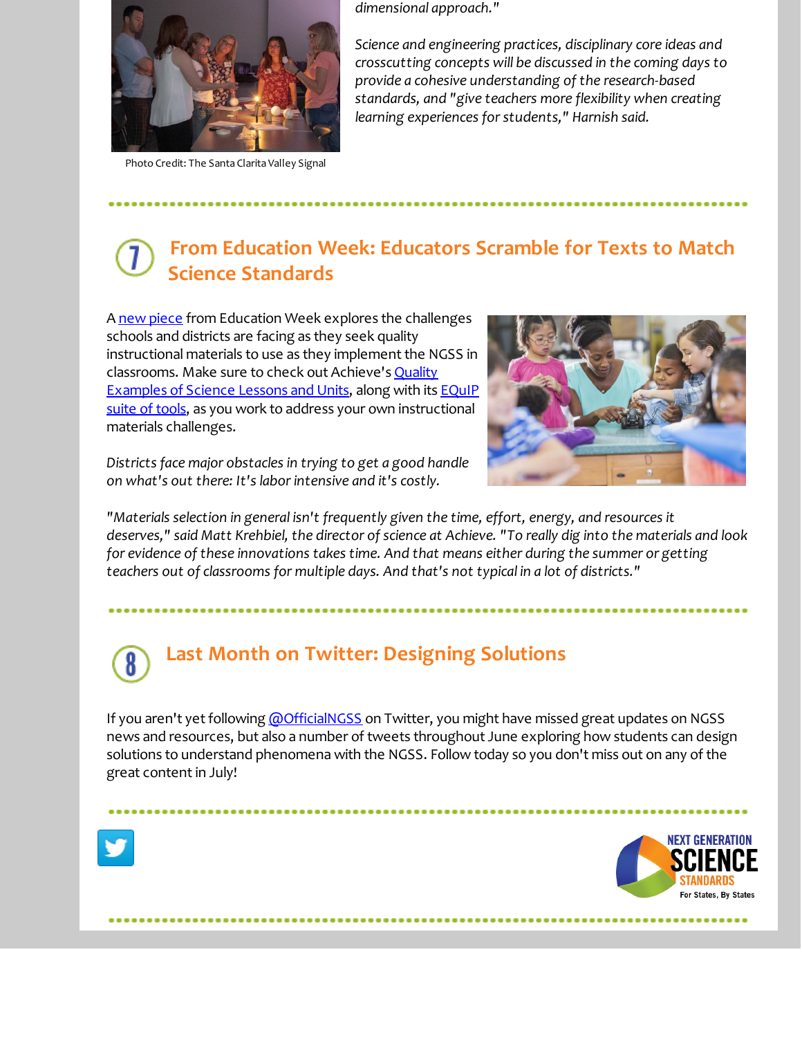*dimensional approach."*

*Science and engineering practices, disciplinary core ideas and crosscutting concepts will be discussed in the coming days to provide a cohesive understanding of the research-based standards, and "give teachers more flexibility when creating learning experiences for students," Harnish said.*

Photo Credit: The Santa Clarita Valley Signal

## 7 From Education Week: Educators Scramble for Texts to Match Science Standards

A new piece from Education Week explores the challenges schools and districts are facing as they seek quality instructional materials to use as they implement the NGSS in classrooms. Make sure to check out Achieve's Quality Examples of Science Lessons and Units, along with its EQuIP suite of tools, as you work to address your own instructional materials challenges.

*Districts face major obstacles in trying to get a good handle on what's out there: It's labor intensive and it's costly.*

*"Materials selection in general isn't frequently given the time, effort, energy, and resources it deserves," said Matt Krehbiel, the director of science at Achieve. "To really dig into the materials and look for evidence of these innovations takes time. And that means either during the summer or getting teachers out of classrooms for multiple days. And that's not typical in a lot of districts."*

## 8 Last Month on Twitter: Designing Solutions

If you aren't yet following @OfficialNGSS on Twitter, you might have missed great updates on NGSS news and resources, but also a number of tweets throughout June exploring how students can design solutions to understand phenomena with the NGSS. Follow today so you don't miss out on any of the great content in July!

NEXT GENERATION SCIENCE STANDARDS For States, By States